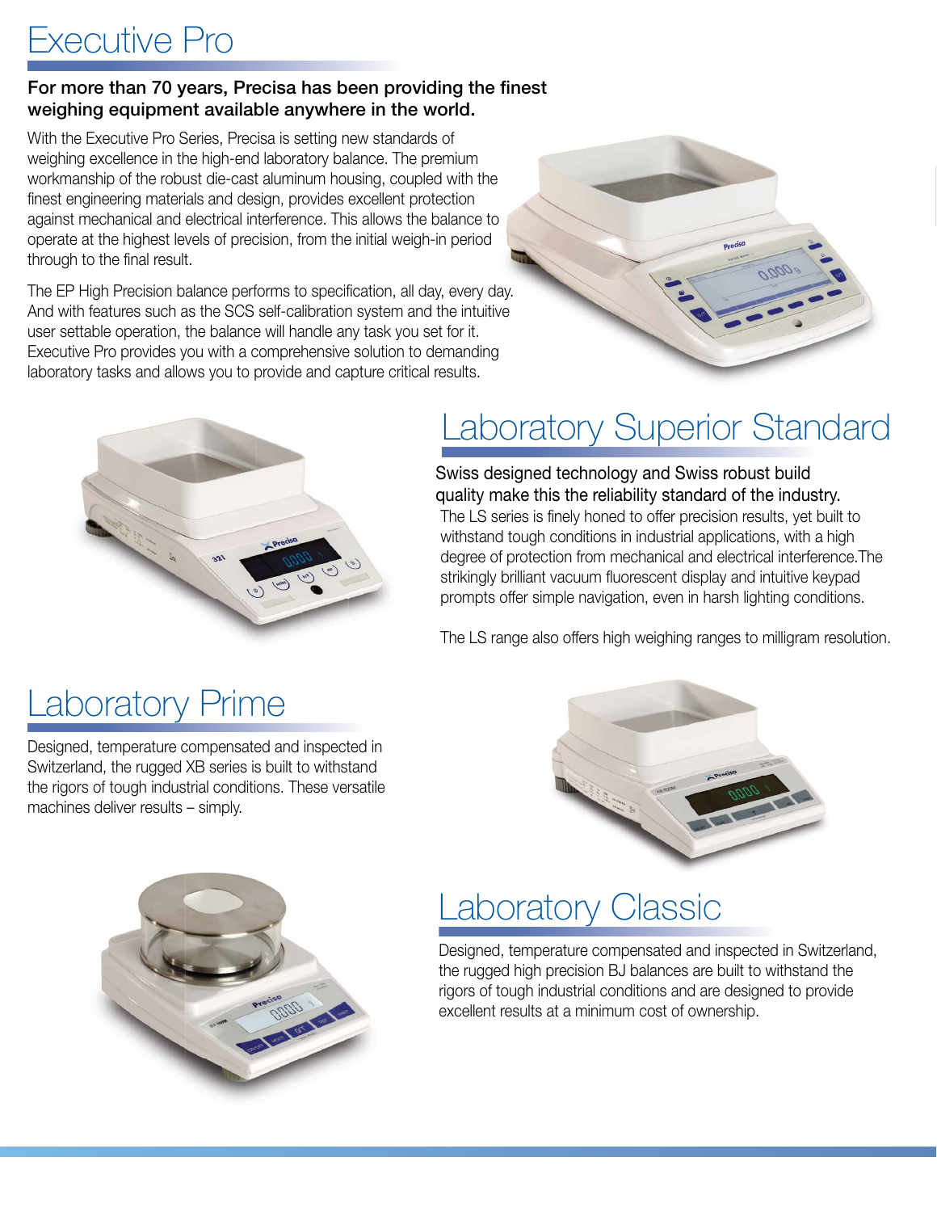# Executive Pro

**For more than 70 years, Precisa has been providing the finest weighing equipment available anywhere in the world.**

With the Executive Pro Series, Precisa is setting new standards of weighing excellence in the high-end laboratory balance. The premium workmanship of the robust die-cast aluminum housing, coupled with the finest engineering materials and design, provides excellent protection against mechanical and electrical interference. This allows the balance to operate at the highest levels of precision, from the initial weigh-in period through to the final result.

The EP High Precision balance performs to specification, all day, every day. And with features such as the SCS self-calibration system and the intuitive user settable operation, the balance will handle any task you set for it. Executive Pro provides you with a comprehensive solution to demanding laboratory tasks and allows you to provide and capture critical results.

# Laboratory Superior Standard

Swiss designed technology and Swiss robust build quality make this the reliability standard of the industry.

The LS series is finely honed to offer precision results, yet built to withstand tough conditions in industrial applications, with a high degree of protection from mechanical and electrical interference.The strikingly brilliant vacuum fluorescent display and intuitive keypad prompts offer simple navigation, even in harsh lighting conditions.

The LS range also offers high weighing ranges to milligram resolution.

# Laboratory Prime

Designed, temperature compensated and inspected in Switzerland, the rugged XB series is built to withstand the rigors of tough industrial conditions. These versatile machines deliver results – simply.

# Laboratory Classic

Designed, temperature compensated and inspected in Switzerland, the rugged high precision BJ balances are built to withstand the rigors of tough industrial conditions and are designed to provide excellent results at a minimum cost of ownership.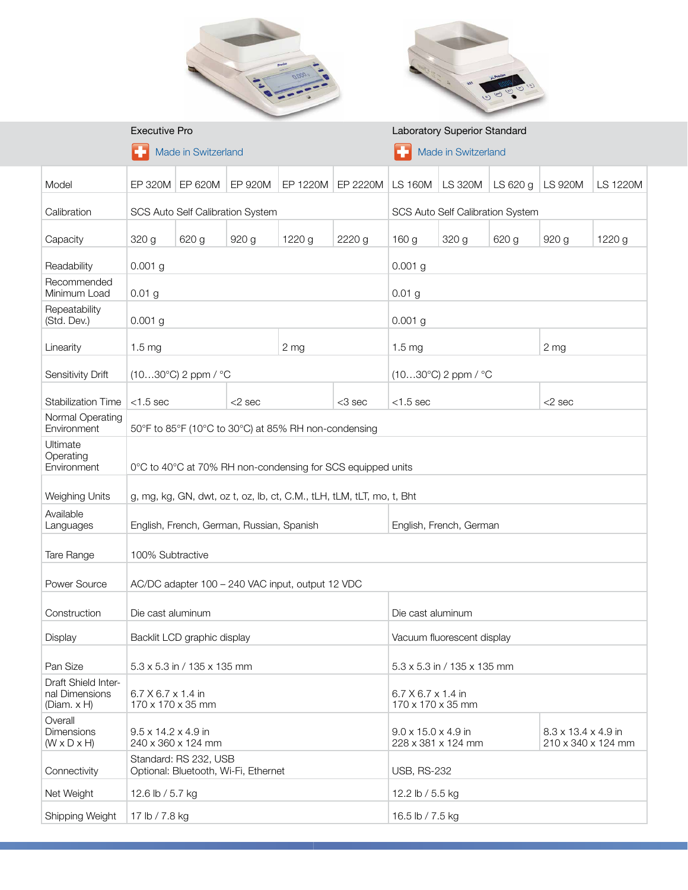| | Executive Pro | | | | | Laboratory Superior Standard | | | | |
|---|---|---|---|---|---|---|---|---|---|---|
| | Made in Switzerland | | | | | Made in Switzerland | | | | |
| Model | EP 320M | EP 620M | EP 920M | EP 1220M | EP 2220M | LS 160M | LS 320M | LS 620 g | LS 920M | LS 1220M |
| Calibration | SCS Auto Self Calibration System | | | | | SCS Auto Self Calibration System | | | | |
| Capacity | 320 g | 620 g | 920 g | 1220 g | 2220 g | 160 g | 320 g | 620 g | 920 g | 1220 g |
| Readability | 0.001 g | | | | | 0.001 g | | | | |
| Recommended Minimum Load | 0.01 g | | | | | 0.01 g | | | | |
| Repeatability (Std. Dev.) | 0.001 g | | | | | 0.001 g | | | | |
| Linearity | 1.5 mg | | | 2 mg | | 1.5 mg | | | 2 mg | |
| Sensitivity Drift | (10…30°C) 2 ppm / °C | | | | | (10…30°C) 2 ppm / °C | | | | |
| Stabilization Time | <1.5 sec | | <2 sec | | <3 sec | <1.5 sec | | | <2 sec | |
| Normal Operating Environment | 50°F to 85°F (10°C to 30°C) at 85% RH non-condensing | | | | | | | | | |
| Ultimate Operating Environment | 0°C to 40°C at 70% RH non-condensing for SCS equipped units | | | | | | | | | |
| Weighing Units | g, mg, kg, GN, dwt, oz t, oz, lb, ct, C.M., tLH, tLM, tLT, mo, t, Bht | | | | | | | | | |
| Available Languages | English, French, German, Russian, Spanish | | | | | English, French, German | | | | |
| Tare Range | 100% Subtractive | | | | | | | | | |
| Power Source | AC/DC adapter 100 – 240 VAC input, output 12 VDC | | | | | | | | | |
| Construction | Die cast aluminum | | | | | Die cast aluminum | | | | |
| Display | Backlit LCD graphic display | | | | | Vacuum fluorescent display | | | | |
| Pan Size | 5.3 x 5.3 in / 135 x 135 mm | | | | | 5.3 x 5.3 in / 135 x 135 mm | | | | |
| Draft Shield Internal Dimensions (Diam. x H) | 6.7 X 6.7 x 1.4 in<br>170 x 170 x 35 mm | | | | | 6.7 X 6.7 x 1.4 in<br>170 x 170 x 35 mm | | | | |
| Overall Dimensions (W x D x H) | 9.5 x 14.2 x 4.9 in<br>240 x 360 x 124 mm | | | | | 9.0 x 15.0 x 4.9 in<br>228 x 381 x 124 mm | | | 8.3 x 13.4 x 4.9 in<br>210 x 340 x 124 mm | |
| Connectivity | Standard: RS 232, USB<br>Optional: Bluetooth, Wi-Fi, Ethernet | | | | | USB, RS-232 | | | | |
| Net Weight | 12.6 lb / 5.7 kg | | | | | 12.2 lb / 5.5 kg | | | | |
| Shipping Weight | 17 lb / 7.8 kg | | | | | 16.5 lb / 7.5 kg | | | | |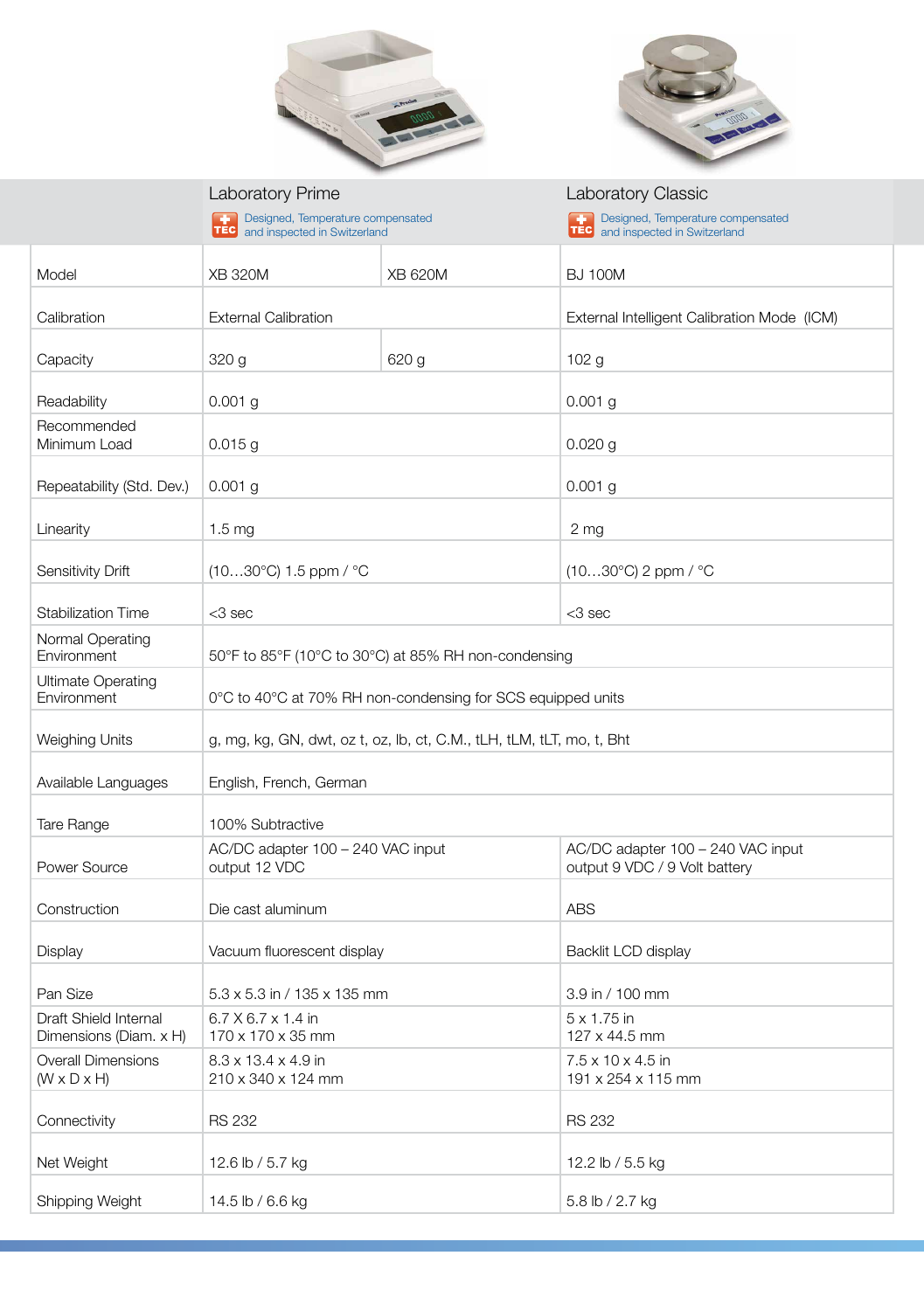| | Laboratory Prime<br>Designed, Temperature compensated and inspected in Switzerland | | Laboratory Classic<br>Designed, Temperature compensated and inspected in Switzerland |
|---|---|---|---|
| Model | XB 320M | XB 620M | BJ 100M |
| Calibration | External Calibration | | External Intelligent Calibration Mode (ICM) |
| Capacity | 320 g | 620 g | 102 g |
| Readability | 0.001 g | | 0.001 g |
| Recommended Minimum Load | 0.015 g | | 0.020 g |
| Repeatability (Std. Dev.) | 0.001 g | | 0.001 g |
| Linearity | 1.5 mg | | 2 mg |
| Sensitivity Drift | (10…30°C) 1.5 ppm / °C | | (10…30°C) 2 ppm / °C |
| Stabilization Time | <3 sec | | <3 sec |
| Normal Operating Environment | 50°F to 85°F (10°C to 30°C) at 85% RH non-condensing | | |
| Ultimate Operating Environment | 0°C to 40°C at 70% RH non-condensing for SCS equipped units | | |
| Weighing Units | g, mg, kg, GN, dwt, oz t, oz, lb, ct, C.M., tLH, tLM, tLT, mo, t, Bht | | |
| Available Languages | English, French, German | | |
| Tare Range | 100% Subtractive | | |
| Power Source | AC/DC adapter 100 – 240 VAC input output 12 VDC | | AC/DC adapter 100 – 240 VAC input output 9 VDC / 9 Volt battery |
| Construction | Die cast aluminum | | ABS |
| Display | Vacuum fluorescent display | | Backlit LCD display |
| Pan Size | 5.3 x 5.3 in / 135 x 135 mm | | 3.9 in / 100 mm |
| Draft Shield Internal Dimensions (Diam. x H) | 6.7 X 6.7 x 1.4 in<br>170 x 170 x 35 mm | | 5 x 1.75 in<br>127 x 44.5 mm |
| Overall Dimensions (W x D x H) | 8.3 x 13.4 x 4.9 in<br>210 x 340 x 124 mm | | 7.5 x 10 x 4.5 in<br>191 x 254 x 115 mm |
| Connectivity | RS 232 | | RS 232 |
| Net Weight | 12.6 lb / 5.7 kg | | 12.2 lb / 5.5 kg |
| Shipping Weight | 14.5 lb / 6.6 kg | | 5.8 lb / 2.7 kg |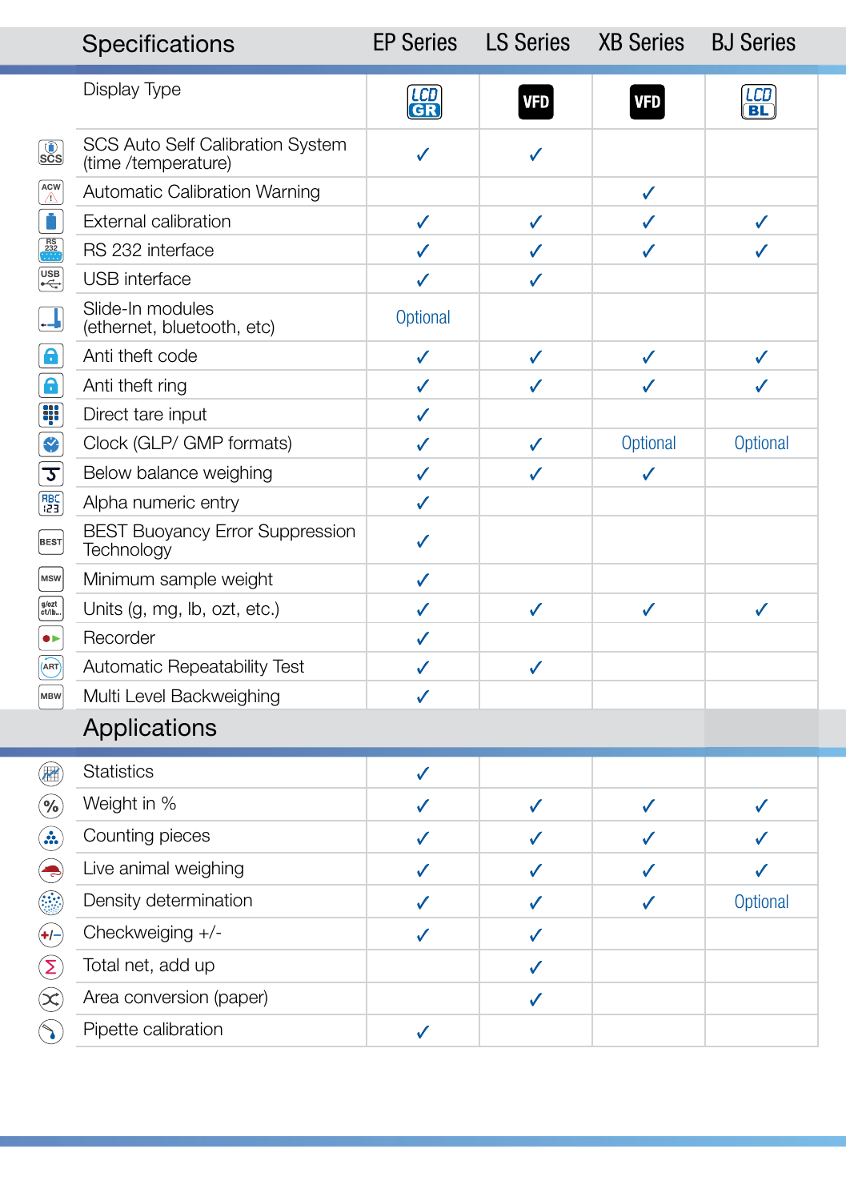| Specifications | EP Series | LS Series | XB Series | BJ Series |
|---|---|---|---|---|
| Display Type | LCD GR | VFD | VFD | LCD BL |
| SCS Auto Self Calibration System (time /temperature) | ✓ | ✓ | | |
| Automatic Calibration Warning | | | ✓ | |
| External calibration | ✓ | ✓ | ✓ | ✓ |
| RS 232 interface | ✓ | ✓ | ✓ | ✓ |
| USB interface | ✓ | ✓ | | |
| Slide-In modules (ethernet, bluetooth, etc) | Optional | | | |
| Anti theft code | ✓ | ✓ | ✓ | ✓ |
| Anti theft ring | ✓ | ✓ | ✓ | ✓ |
| Direct tare input | ✓ | | | |
| Clock (GLP/ GMP formats) | ✓ | ✓ | Optional | Optional |
| Below balance weighing | ✓ | ✓ | ✓ | |
| Alpha numeric entry | ✓ | | | |
| BEST Buoyancy Error Suppression Technology | ✓ | | | |
| Minimum sample weight | ✓ | | | |
| Units (g, mg, lb, ozt, etc.) | ✓ | ✓ | ✓ | ✓ |
| Recorder | ✓ | | | |
| Automatic Repeatability Test | ✓ | ✓ | | |
| Multi Level Backweighing | ✓ | | | |

| Applications | EP Series | LS Series | XB Series | BJ Series |
|---|---|---|---|---|
| Statistics | ✓ | | | |
| Weight in % | ✓ | ✓ | ✓ | ✓ |
| Counting pieces | ✓ | ✓ | ✓ | ✓ |
| Live animal weighing | ✓ | ✓ | ✓ | ✓ |
| Density determination | ✓ | ✓ | ✓ | Optional |
| Checkweighing +/- | ✓ | ✓ | | |
| Total net, add up | | ✓ | | |
| Area conversion (paper) | | ✓ | | |
| Pipette calibration | ✓ | | | |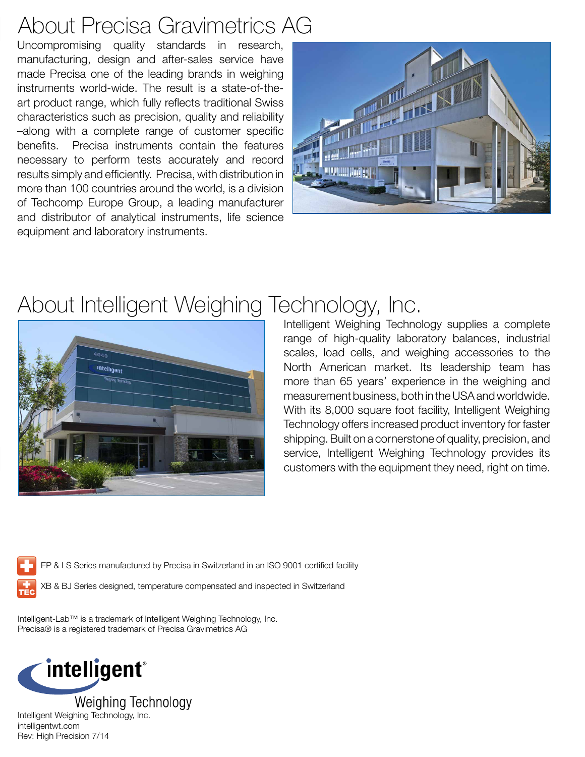# About Precisa Gravimetrics AG

Uncompromising quality standards in research, manufacturing, design and after-sales service have made Precisa one of the leading brands in weighing instruments world-wide. The result is a state-of-the-art product range, which fully reflects traditional Swiss characteristics such as precision, quality and reliability –along with a complete range of customer specific benefits. Precisa instruments contain the features necessary to perform tests accurately and record results simply and efficiently. Precisa, with distribution in more than 100 countries around the world, is a division of Techcomp Europe Group, a leading manufacturer and distributor of analytical instruments, life science equipment and laboratory instruments.

# About Intelligent Weighing Technology, Inc.

Intelligent Weighing Technology supplies a complete range of high-quality laboratory balances, industrial scales, load cells, and weighing accessories to the North American market. Its leadership team has more than 65 years' experience in the weighing and measurement business, both in the USA and worldwide. With its 8,000 square foot facility, Intelligent Weighing Technology offers increased product inventory for faster shipping. Built on a cornerstone of quality, precision, and service, Intelligent Weighing Technology provides its customers with the equipment they need, right on time.

EP & LS Series manufactured by Precisa in Switzerland in an ISO 9001 certified facility

XB & BJ Series designed, temperature compensated and inspected in Switzerland

Intelligent-Lab™ is a trademark of Intelligent Weighing Technology, Inc.
Precisa® is a registered trademark of Precisa Gravimetrics AG

Intelligent Weighing Technology, Inc.
intelligentwt.com
Rev: High Precision 7/14